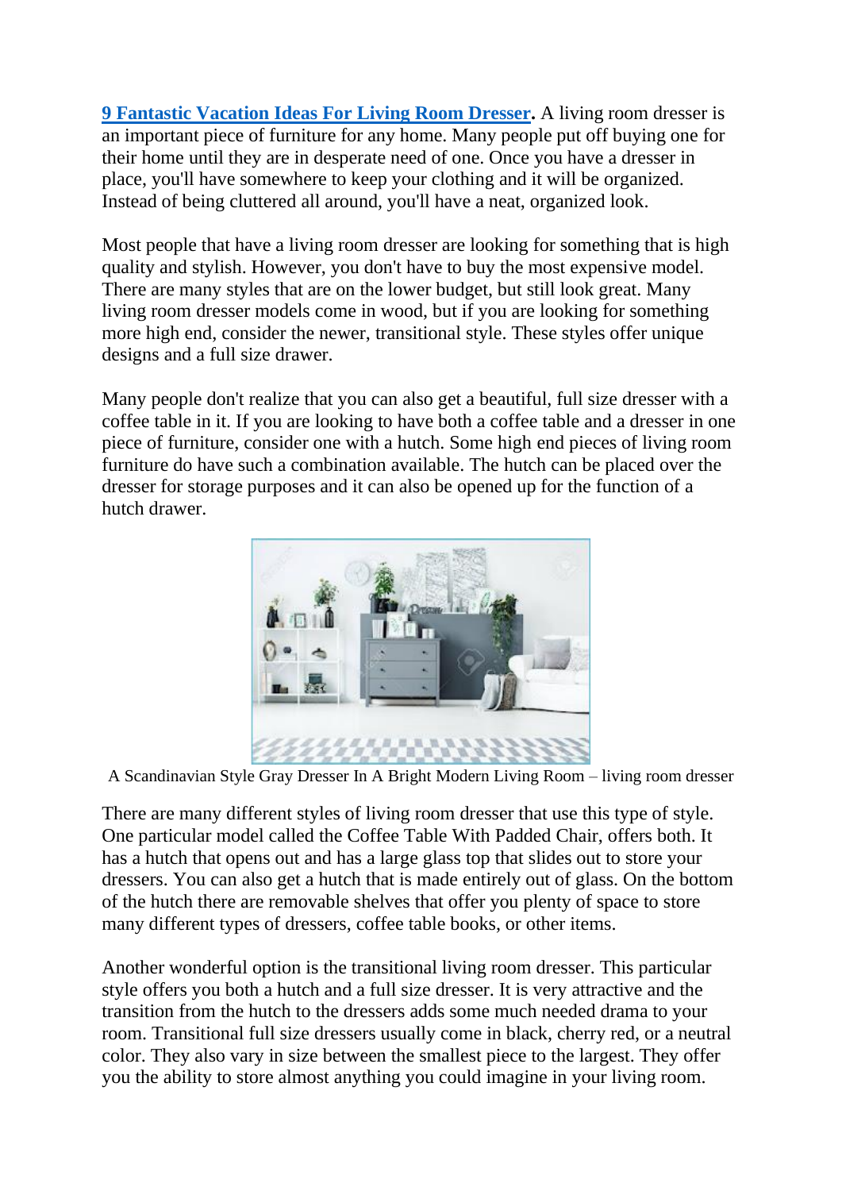**[9 Fantastic Vacation Ideas For Living Room Dresser](#).** A living room dresser is an important piece of furniture for any home. Many people put off buying one for their home until they are in desperate need of one. Once you have a dresser in place, you'll have somewhere to keep your clothing and it will be organized. Instead of being cluttered all around, you'll have a neat, organized look.

Most people that have a living room dresser are looking for something that is high quality and stylish. However, you don't have to buy the most expensive model. There are many styles that are on the lower budget, but still look great. Many living room dresser models come in wood, but if you are looking for something more high end, consider the newer, transitional style. These styles offer unique designs and a full size drawer.

Many people don't realize that you can also get a beautiful, full size dresser with a coffee table in it. If you are looking to have both a coffee table and a dresser in one piece of furniture, consider one with a hutch. Some high end pieces of living room furniture do have such a combination available. The hutch can be placed over the dresser for storage purposes and it can also be opened up for the function of a hutch drawer.

A Scandinavian Style Gray Dresser In A Bright Modern Living Room – living room dresser

There are many different styles of living room dresser that use this type of style. One particular model called the Coffee Table With Padded Chair, offers both. It has a hutch that opens out and has a large glass top that slides out to store your dressers. You can also get a hutch that is made entirely out of glass. On the bottom of the hutch there are removable shelves that offer you plenty of space to store many different types of dressers, coffee table books, or other items.

Another wonderful option is the transitional living room dresser. This particular style offers you both a hutch and a full size dresser. It is very attractive and the transition from the hutch to the dressers adds some much needed drama to your room. Transitional full size dressers usually come in black, cherry red, or a neutral color. They also vary in size between the smallest piece to the largest. They offer you the ability to store almost anything you could imagine in your living room.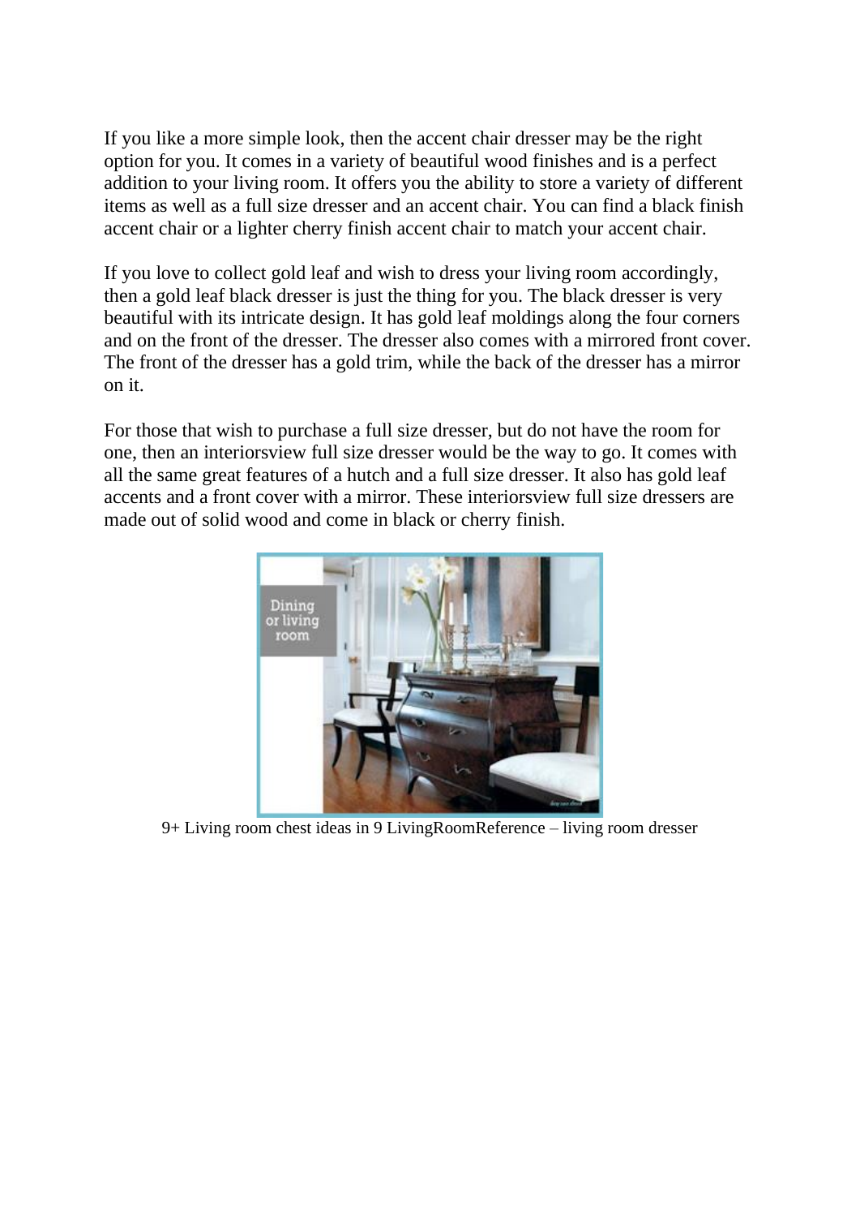If you like a more simple look, then the accent chair dresser may be the right option for you. It comes in a variety of beautiful wood finishes and is a perfect addition to your living room. It offers you the ability to store a variety of different items as well as a full size dresser and an accent chair. You can find a black finish accent chair or a lighter cherry finish accent chair to match your accent chair.

If you love to collect gold leaf and wish to dress your living room accordingly, then a gold leaf black dresser is just the thing for you. The black dresser is very beautiful with its intricate design. It has gold leaf moldings along the four corners and on the front of the dresser. The dresser also comes with a mirrored front cover. The front of the dresser has a gold trim, while the back of the dresser has a mirror on it.

For those that wish to purchase a full size dresser, but do not have the room for one, then an interiorsview full size dresser would be the way to go. It comes with all the same great features of a hutch and a full size dresser. It also has gold leaf accents and a front cover with a mirror. These interiorsview full size dressers are made out of solid wood and come in black or cherry finish.

9+ Living room chest ideas in 9 LivingRoomReference – living room dresser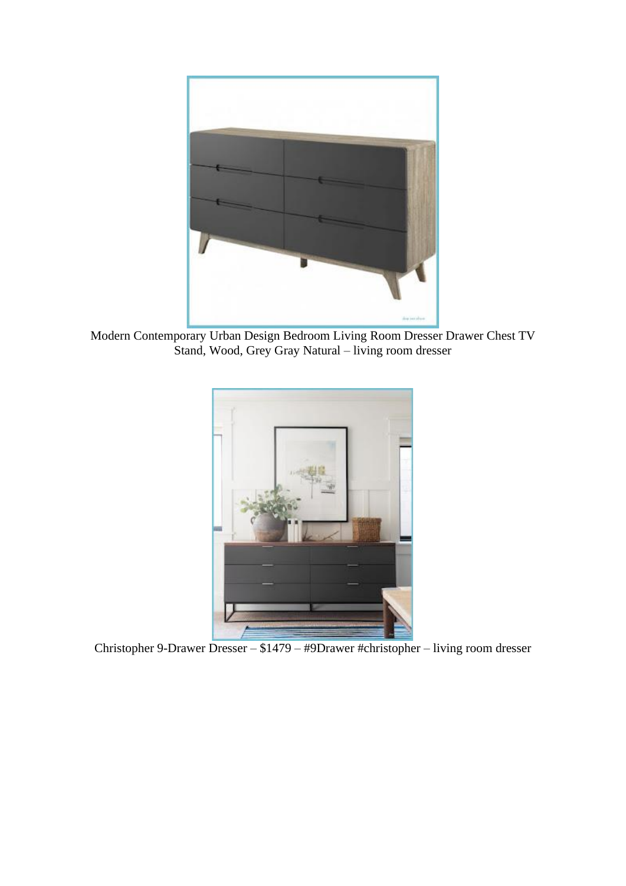Modern Contemporary Urban Design Bedroom Living Room Dresser Drawer Chest TV Stand, Wood, Grey Gray Natural – living room dresser

Christopher 9-Drawer Dresser – $1479 – #9Drawer #christopher – living room dresser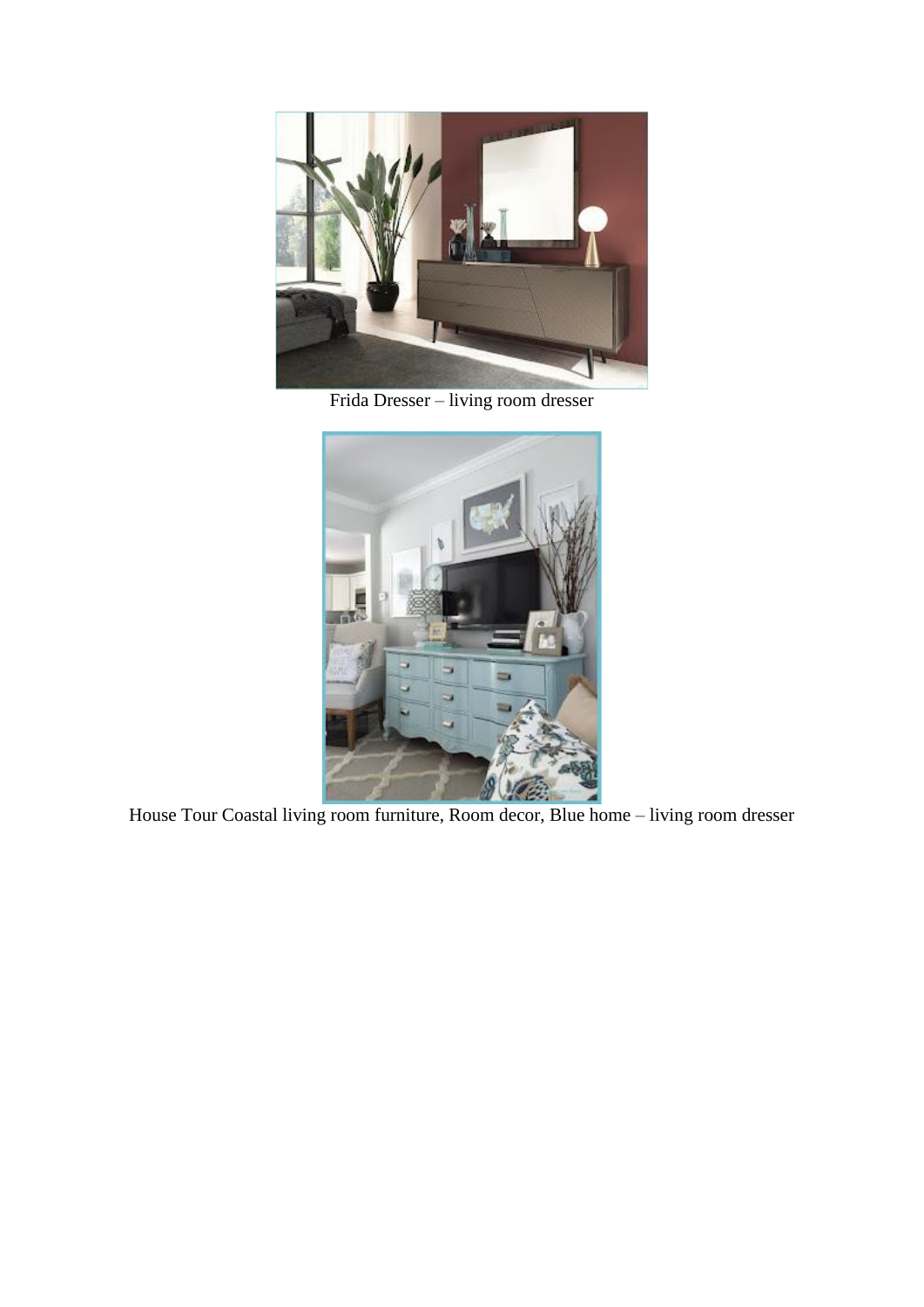Frida Dresser – living room dresser

House Tour Coastal living room furniture, Room decor, Blue home – living room dresser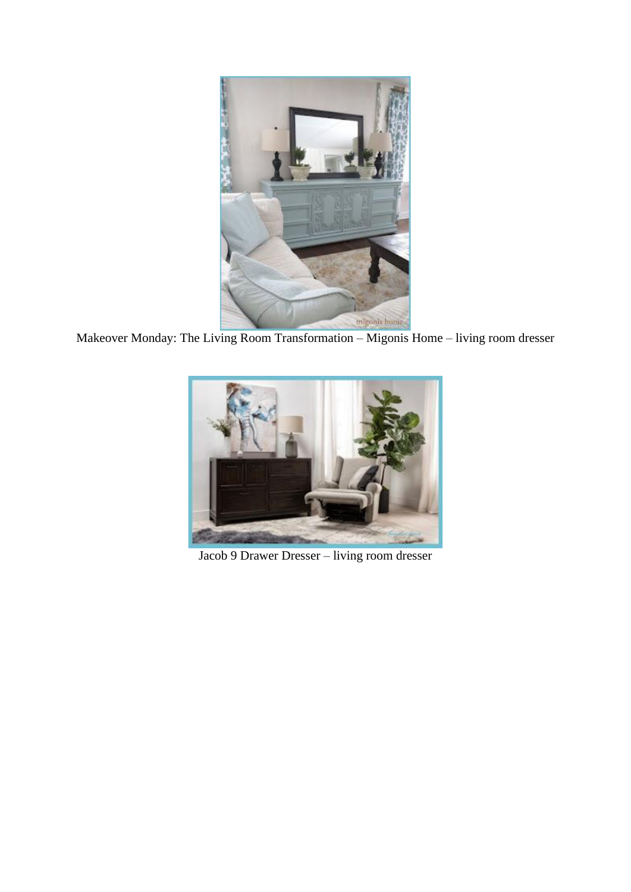Makeover Monday: The Living Room Transformation – Migonis Home – living room dresser

Jacob 9 Drawer Dresser – living room dresser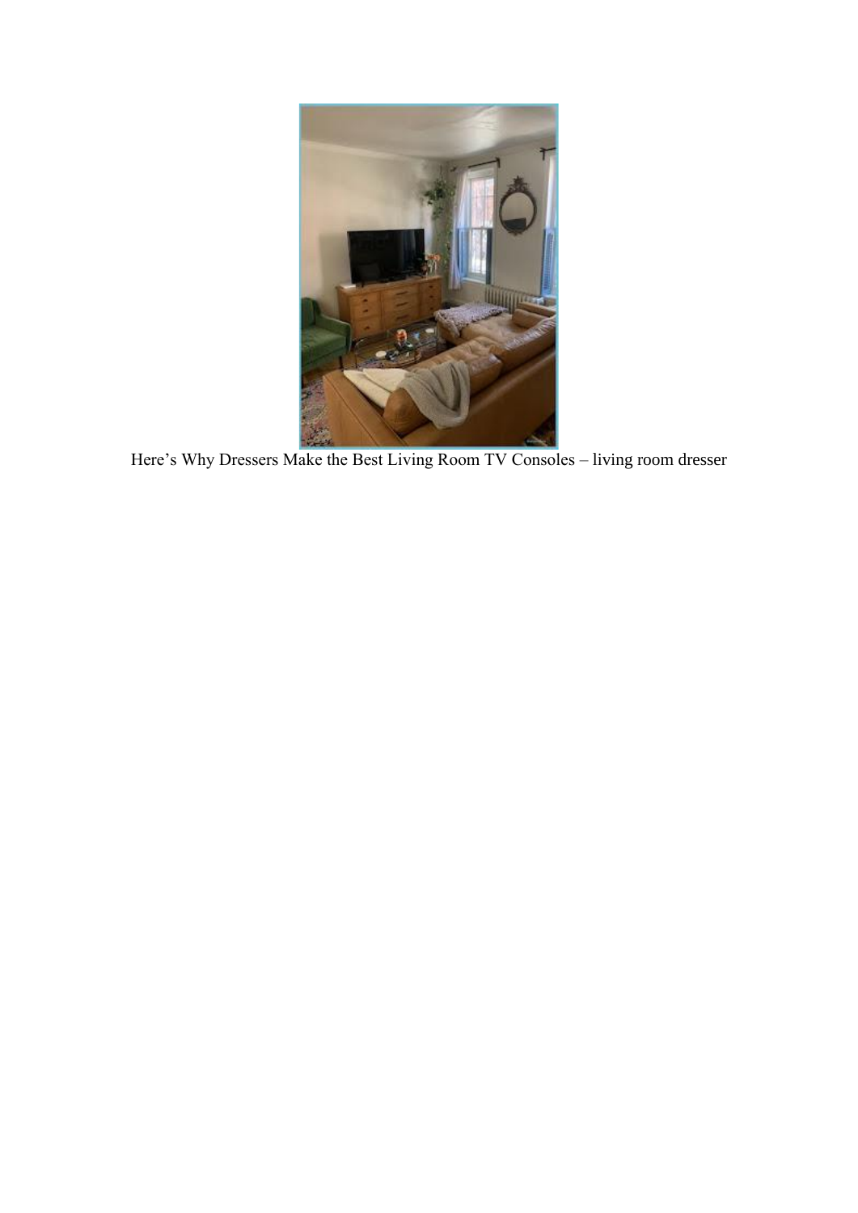Here’s Why Dressers Make the Best Living Room TV Consoles – living room dresser